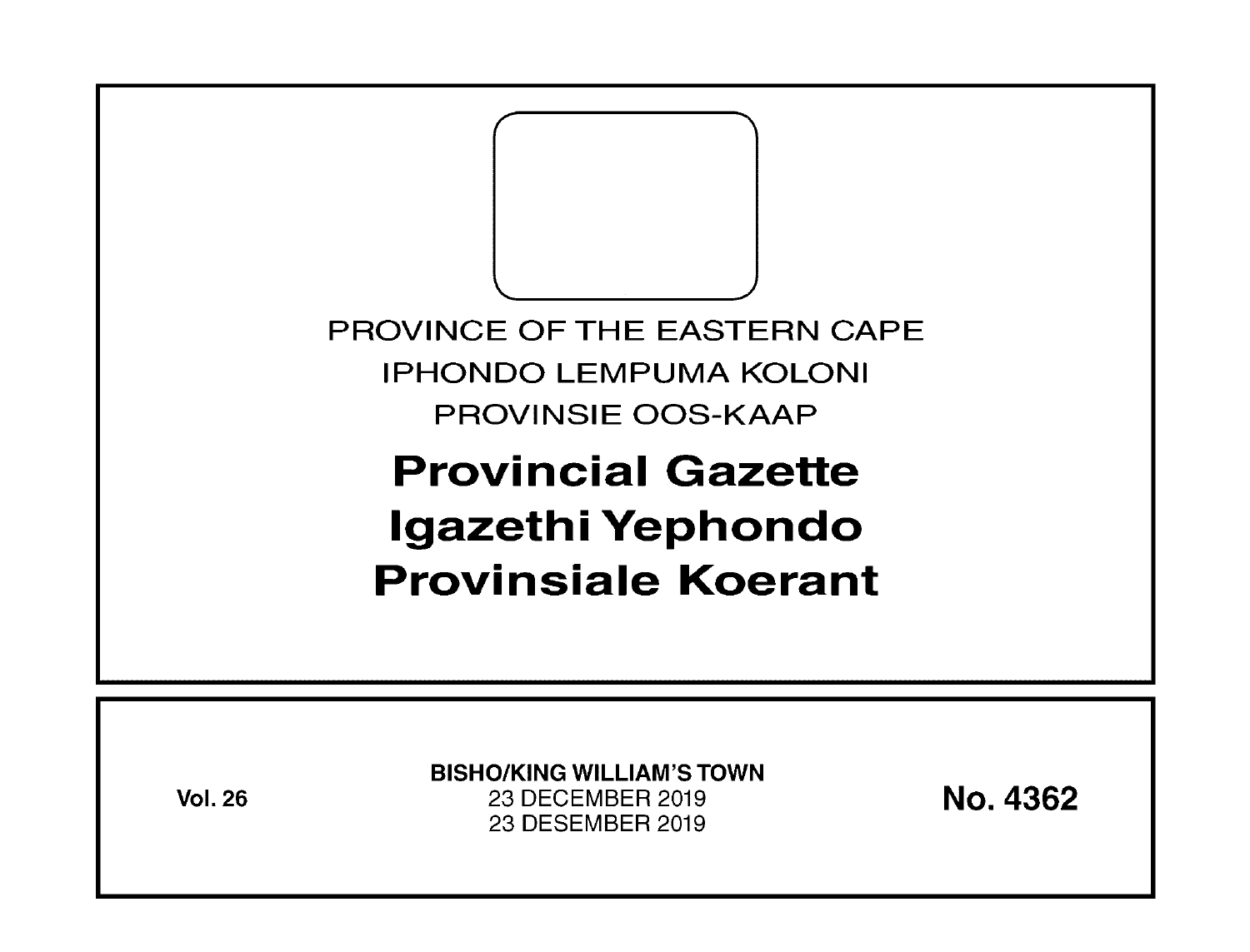PROVINCE OF THE EASTERN CAPE

IPHONDO LEMPUMA KOLONI

PROVINSIE OOS-KAAP

# Provincial Gazette
# Igazethi Yephondo
# Provinsiale Koerant

**Vol. 26**

**BISHO/KING WILLIAM'S TOWN**

23 DECEMBER 2019

23 DESEMBER 2019

**No. 4362**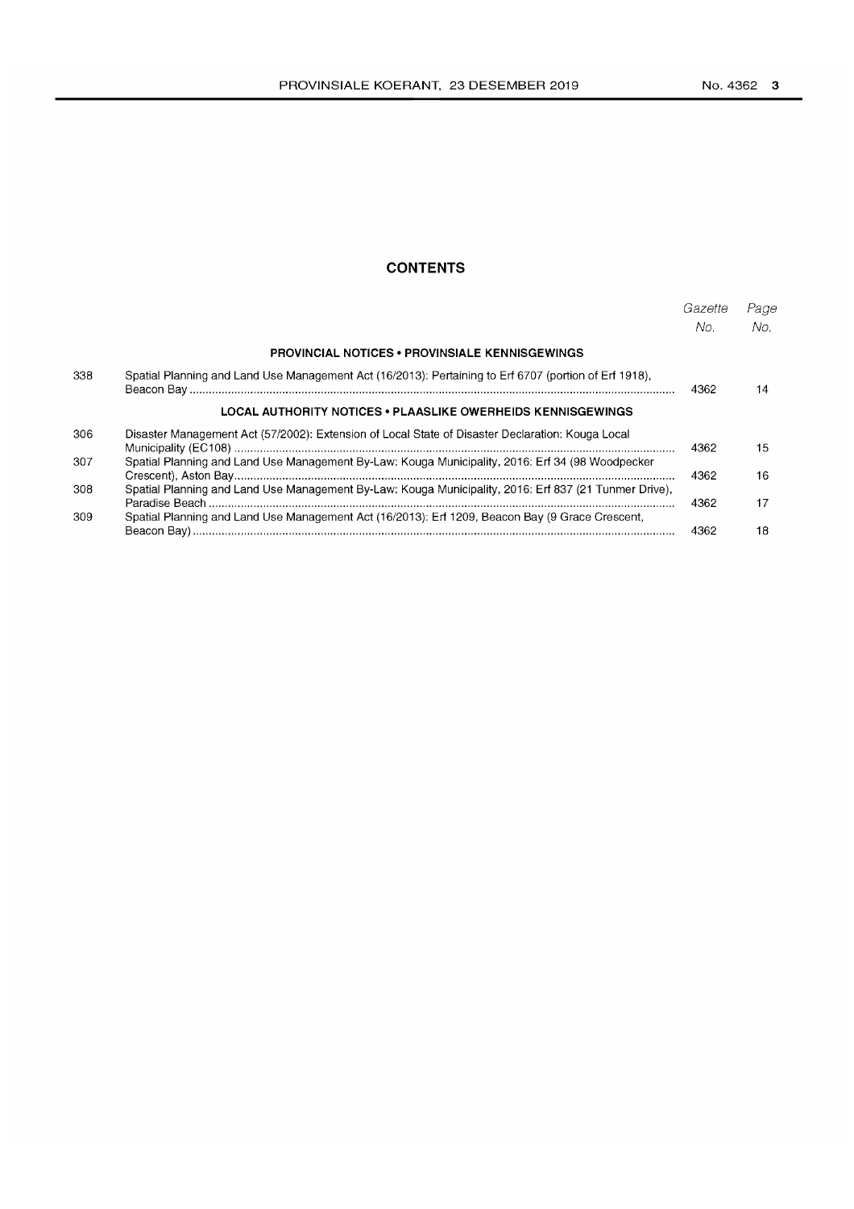## CONTENTS

| | | Gazette No. | Page No. |
|---|---|---|---|
| | **PROVINCIAL NOTICES • PROVINSIALE KENNISGEWINGS** | | |
| 338 | Spatial Planning and Land Use Management Act (16/2013): Pertaining to Erf 6707 (portion of Erf 1918), Beacon Bay | 4362 | 14 |
| | **LOCAL AUTHORITY NOTICES • PLAASLIKE OWERHEIDS KENNISGEWINGS** | | |
| 306 | Disaster Management Act (57/2002): Extension of Local State of Disaster Declaration: Kouga Local Municipality (EC108) | 4362 | 15 |
| 307 | Spatial Planning and Land Use Management By-Law: Kouga Municipality, 2016: Erf 34 (98 Woodpecker Crescent), Aston Bay | 4362 | 16 |
| 308 | Spatial Planning and Land Use Management By-Law: Kouga Municipality, 2016: Erf 837 (21 Tunmer Drive), Paradise Beach | 4362 | 17 |
| 309 | Spatial Planning and Land Use Management Act (16/2013): Erf 1209, Beacon Bay (9 Grace Crescent, Beacon Bay) | 4362 | 18 |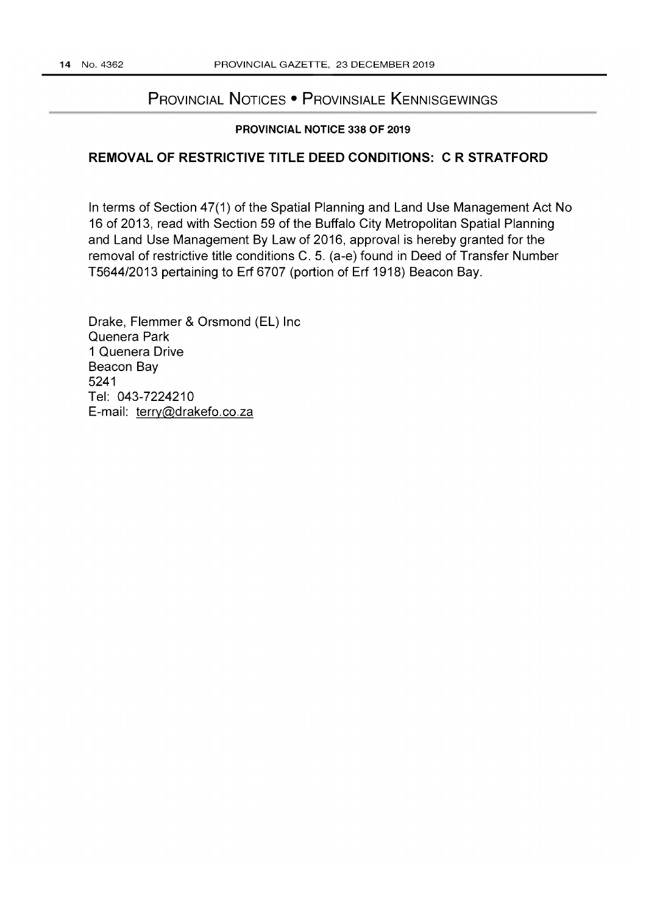# Provincial Notices • Provinsiale Kennisgewings

**PROVINCIAL NOTICE 338 OF 2019**

## REMOVAL OF RESTRICTIVE TITLE DEED CONDITIONS: C R STRATFORD

In terms of Section 47(1) of the Spatial Planning and Land Use Management Act No 16 of 2013, read with Section 59 of the Buffalo City Metropolitan Spatial Planning and Land Use Management By Law of 2016, approval is hereby granted for the removal of restrictive title conditions C. 5. (a-e) found in Deed of Transfer Number T5644/2013 pertaining to Erf 6707 (portion of Erf 1918) Beacon Bay.

Drake, Flemmer & Orsmond (EL) Inc
Quenera Park
1 Quenera Drive
Beacon Bay
5241
Tel: 043-7224210
E-mail: terry@drakefo.co.za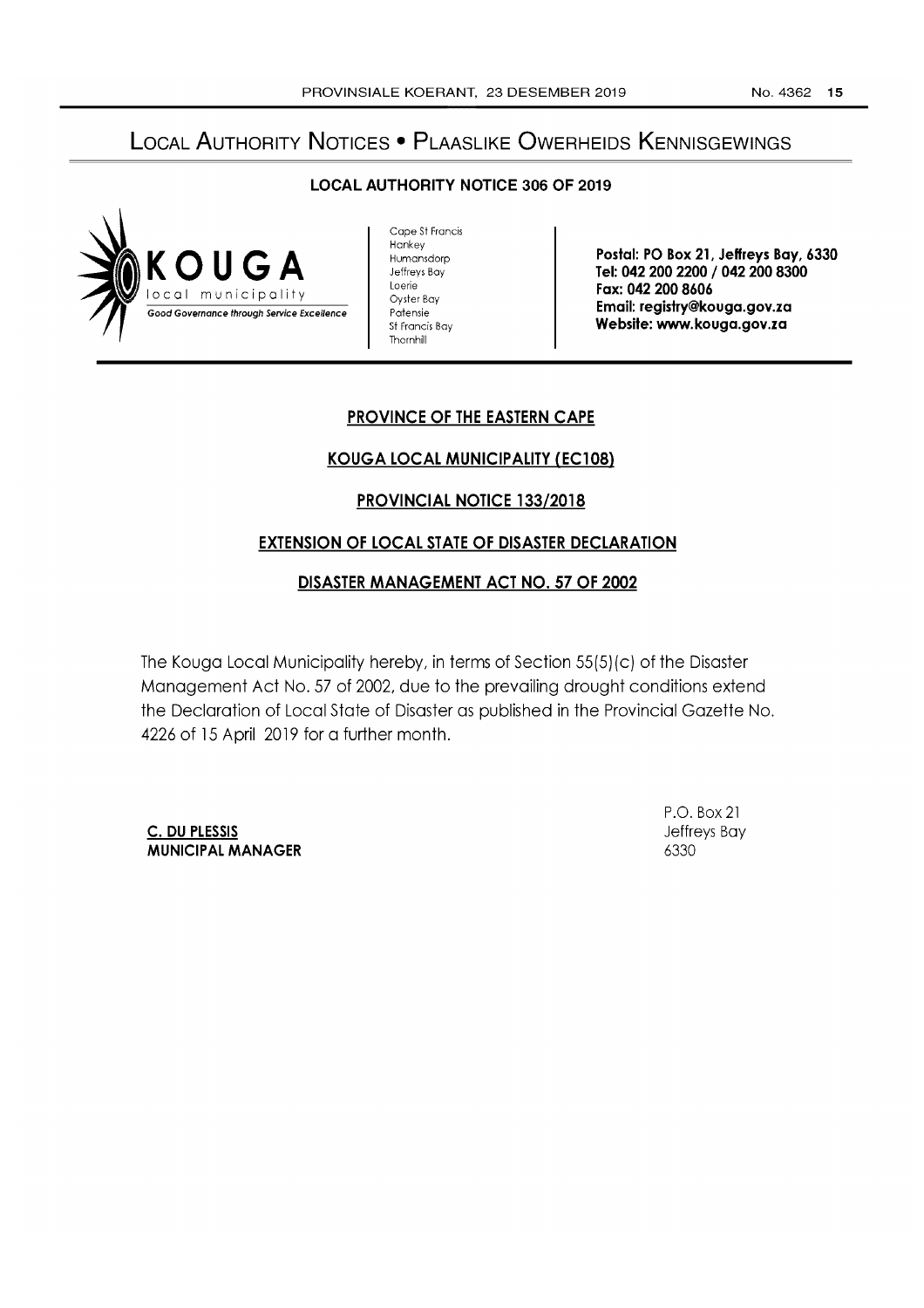# Local Authority Notices • Plaaslike Owerheids Kennisgewings

## LOCAL AUTHORITY NOTICE 306 OF 2019

**KOUGA**
local municipality
*Good Governance through Service Excellence*

Cape St Francis
Hankey
Humansdorp
Jeffreys Bay
Loerie
Oyster Bay
Patensie
St Francis Bay
Thornhill

**Postal: PO Box 21, Jeffreys Bay, 6330**
**Tel: 042 200 2200 / 042 200 8300**
**Fax: 042 200 8606**
**Email: registry@kouga.gov.za**
**Website: www.kouga.gov.za**

**PROVINCE OF THE EASTERN CAPE**

**KOUGA LOCAL MUNICIPALITY (EC108)**

**PROVINCIAL NOTICE 133/2018**

**EXTENSION OF LOCAL STATE OF DISASTER DECLARATION**

**DISASTER MANAGEMENT ACT NO. 57 OF 2002**

The Kouga Local Municipality hereby, in terms of Section 55(5)(c) of the Disaster Management Act No. 57 of 2002, due to the prevailing drought conditions extend the Declaration of Local State of Disaster as published in the Provincial Gazette No. 4226 of 15 April 2019 for a further month.

**C. DU PLESSIS**
**MUNICIPAL MANAGER**

P.O. Box 21
Jeffreys Bay
6330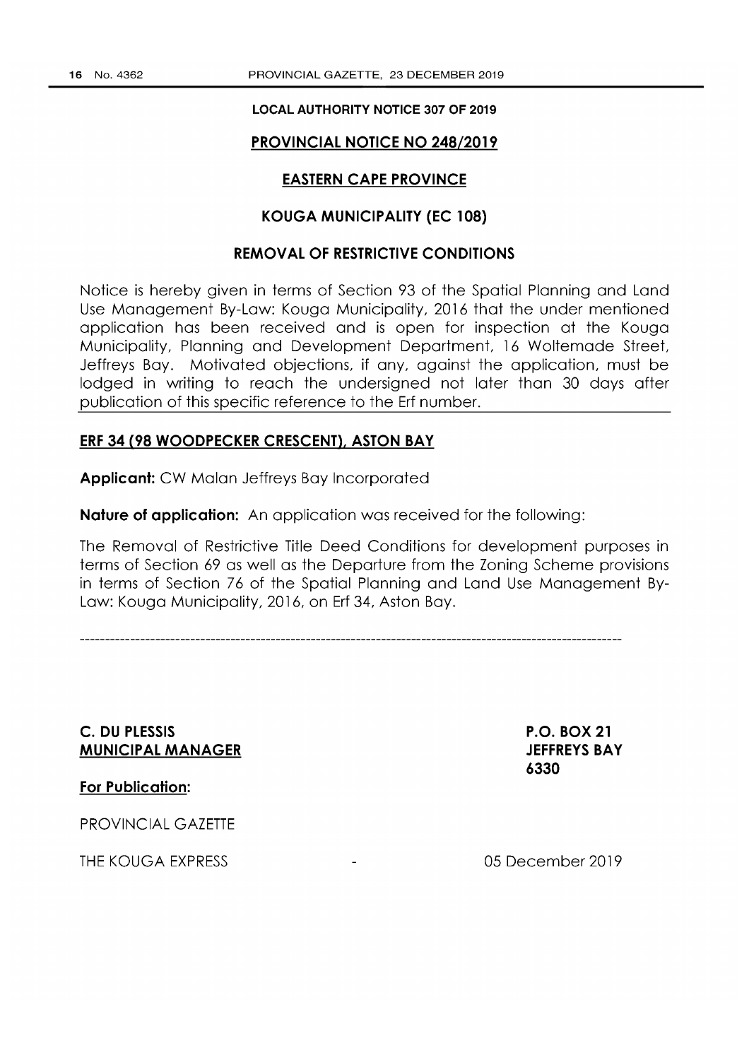**LOCAL AUTHORITY NOTICE 307 OF 2019**

## PROVINCIAL NOTICE NO 248/2019

## EASTERN CAPE PROVINCE

## KOUGA MUNICIPALITY (EC 108)

## REMOVAL OF RESTRICTIVE CONDITIONS

Notice is hereby given in terms of Section 93 of the Spatial Planning and Land Use Management By-Law: Kouga Municipality, 2016 that the under mentioned application has been received and is open for inspection at the Kouga Municipality, Planning and Development Department, 16 Woltemade Street, Jeffreys Bay. Motivated objections, if any, against the application, must be lodged in writing to reach the undersigned not later than 30 days after publication of this specific reference to the Erf number.

### ERF 34 (98 WOODPECKER CRESCENT), ASTON BAY

**Applicant:** CW Malan Jeffreys Bay Incorporated

**Nature of application:** An application was received for the following:

The Removal of Restrictive Title Deed Conditions for development purposes in terms of Section 69 as well as the Departure from the Zoning Scheme provisions in terms of Section 76 of the Spatial Planning and Land Use Management By-Law: Kouga Municipality, 2016, on Erf 34, Aston Bay.

---

**C. DU PLESSIS**
**MUNICIPAL MANAGER**

**P.O. BOX 21**
**JEFFREYS BAY**
**6330**

**For Publication:**

PROVINCIAL GAZETTE

THE KOUGA EXPRESS - 05 December 2019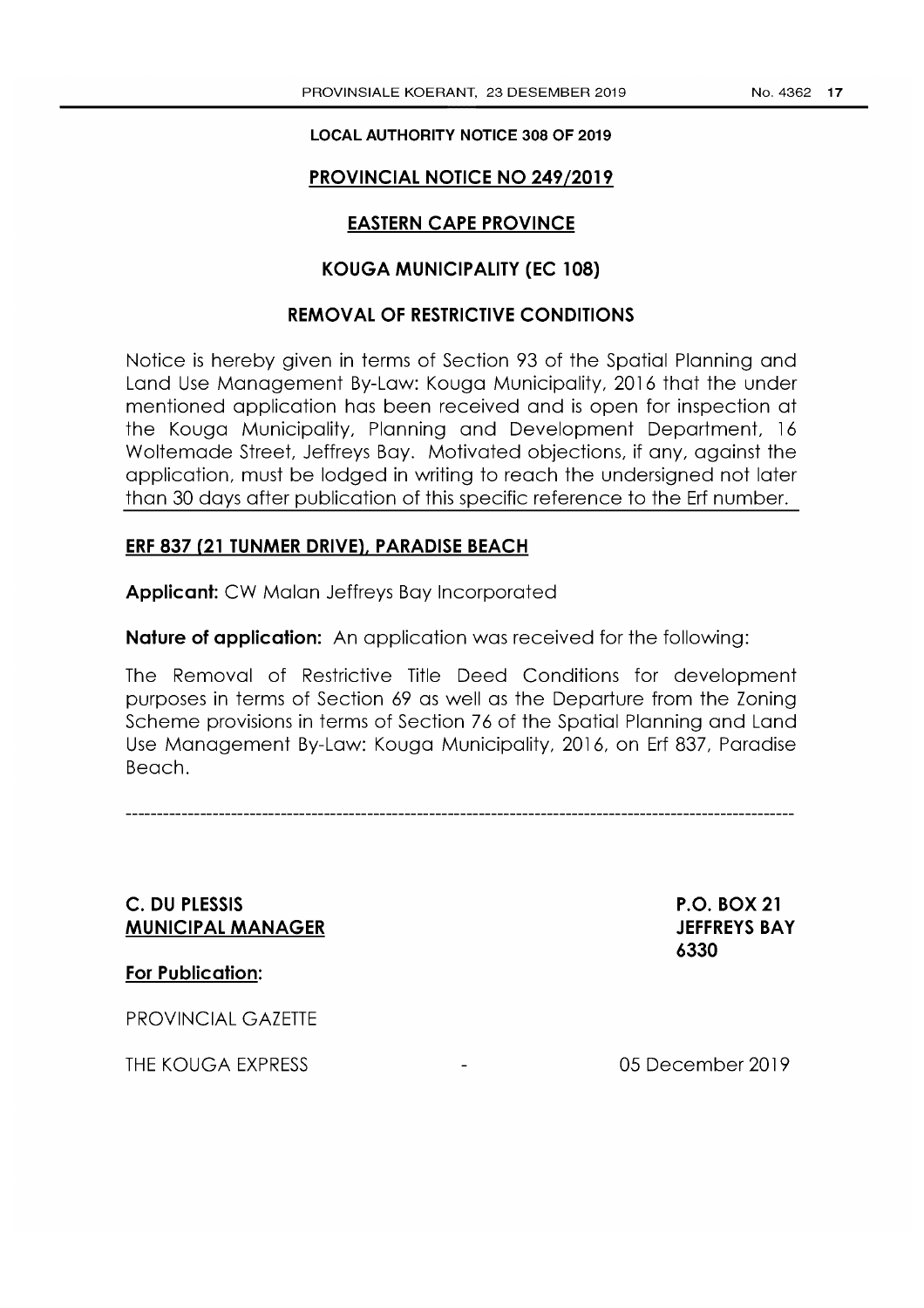**LOCAL AUTHORITY NOTICE 308 OF 2019**

## PROVINCIAL NOTICE NO 249/2019

## EASTERN CAPE PROVINCE

## KOUGA MUNICIPALITY (EC 108)

## REMOVAL OF RESTRICTIVE CONDITIONS

Notice is hereby given in terms of Section 93 of the Spatial Planning and Land Use Management By-Law: Kouga Municipality, 2016 that the under mentioned application has been received and is open for inspection at the Kouga Municipality, Planning and Development Department, 16 Woltemade Street, Jeffreys Bay. Motivated objections, if any, against the application, must be lodged in writing to reach the undersigned not later than 30 days after publication of this specific reference to the Erf number.

### ERF 837 (21 TUNMER DRIVE), PARADISE BEACH

**Applicant:** CW Malan Jeffreys Bay Incorporated

**Nature of application:** An application was received for the following:

The Removal of Restrictive Title Deed Conditions for development purposes in terms of Section 69 as well as the Departure from the Zoning Scheme provisions in terms of Section 76 of the Spatial Planning and Land Use Management By-Law: Kouga Municipality, 2016, on Erf 837, Paradise Beach.

---

**C. DU PLESSIS**
**MUNICIPAL MANAGER**

**P.O. BOX 21**
**JEFFREYS BAY**
**6330**

**For Publication:**

PROVINCIAL GAZETTE

THE KOUGA EXPRESS - 05 December 2019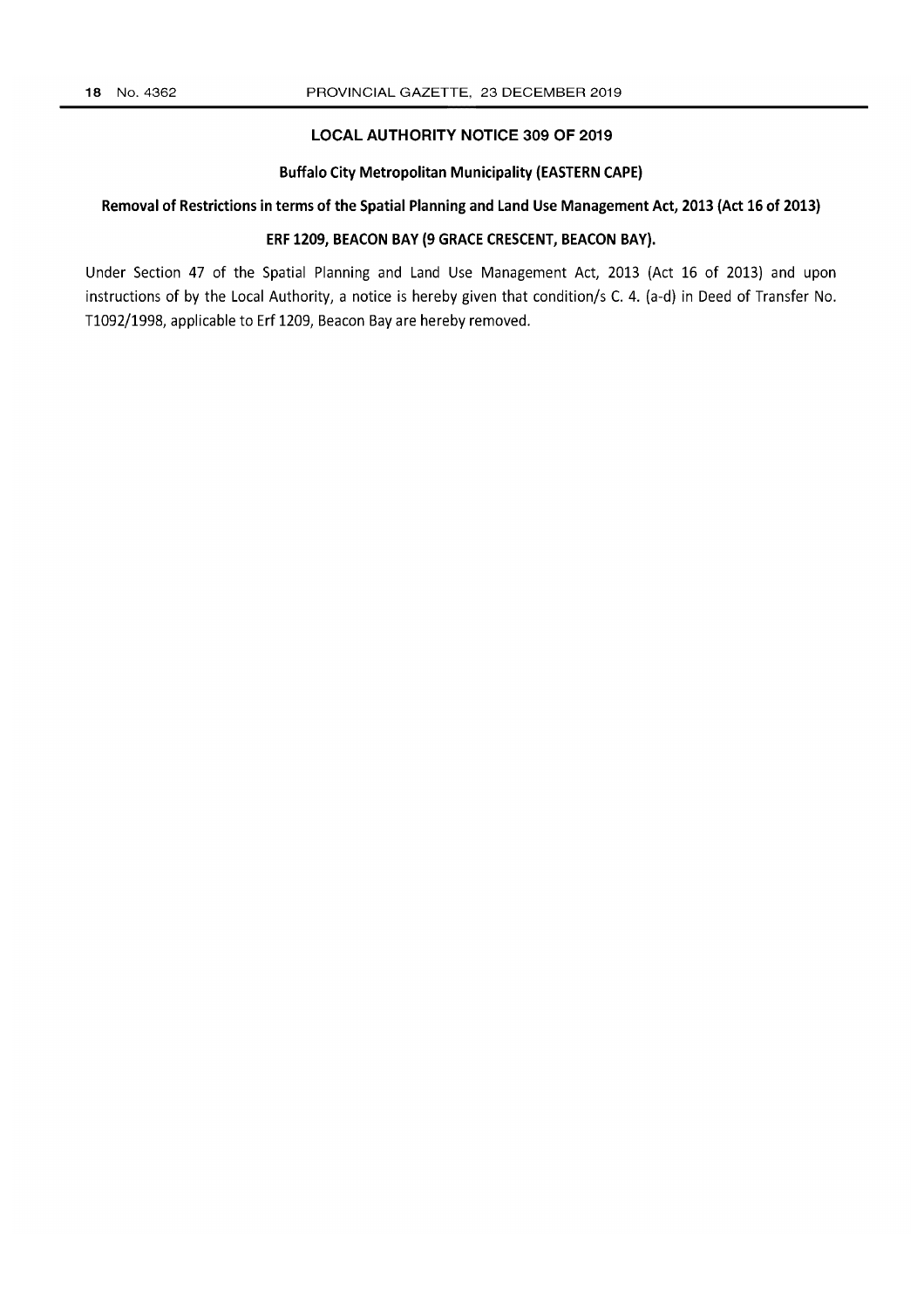## LOCAL AUTHORITY NOTICE 309 OF 2019

### Buffalo City Metropolitan Municipality (EASTERN CAPE)

### Removal of Restrictions in terms of the Spatial Planning and Land Use Management Act, 2013 (Act 16 of 2013)

### ERF 1209, BEACON BAY (9 GRACE CRESCENT, BEACON BAY).

Under Section 47 of the Spatial Planning and Land Use Management Act, 2013 (Act 16 of 2013) and upon instructions of by the Local Authority, a notice is hereby given that condition/s C. 4. (a-d) in Deed of Transfer No. T1092/1998, applicable to Erf 1209, Beacon Bay are hereby removed.